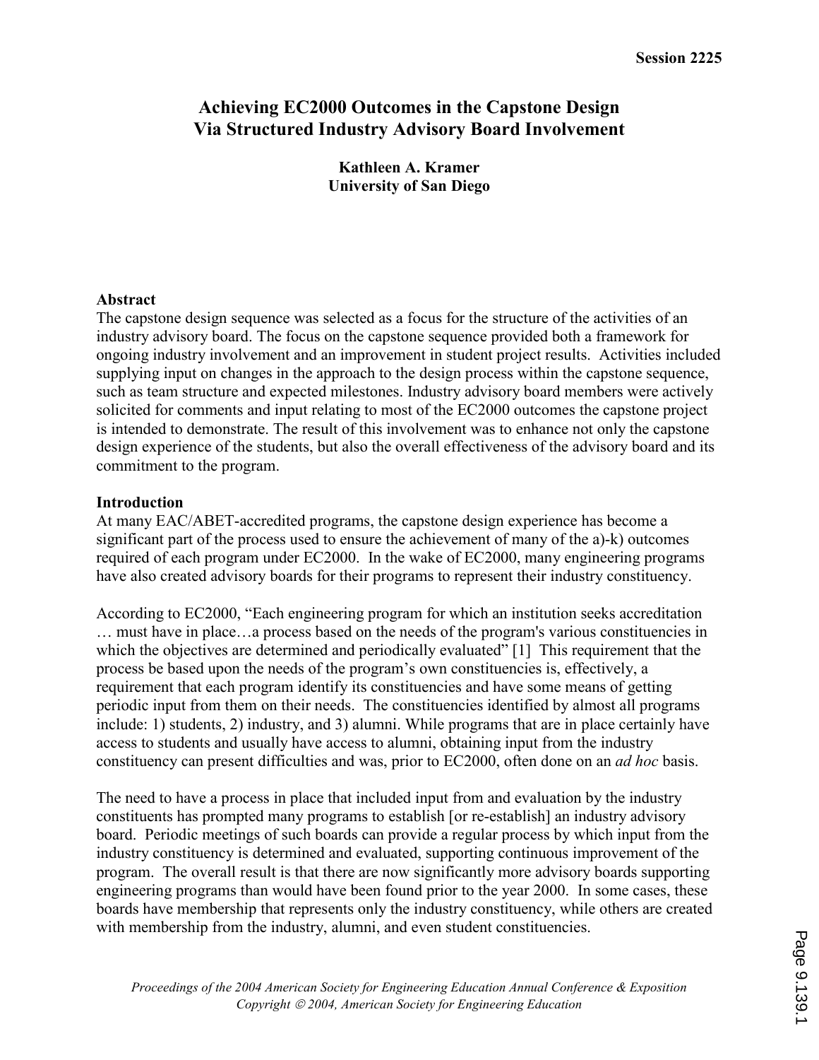Session 2225

# Achieving EC2000 Outcomes in the Capstone Design Via Structured Industry Advisory Board Involvement

**Kathleen A. Kramer**
**University of San Diego**

## Abstract

The capstone design sequence was selected as a focus for the structure of the activities of an industry advisory board. The focus on the capstone sequence provided both a framework for ongoing industry involvement and an improvement in student project results. Activities included supplying input on changes in the approach to the design process within the capstone sequence, such as team structure and expected milestones. Industry advisory board members were actively solicited for comments and input relating to most of the EC2000 outcomes the capstone project is intended to demonstrate. The result of this involvement was to enhance not only the capstone design experience of the students, but also the overall effectiveness of the advisory board and its commitment to the program.

## Introduction

At many EAC/ABET-accredited programs, the capstone design experience has become a significant part of the process used to ensure the achievement of many of the a)-k) outcomes required of each program under EC2000. In the wake of EC2000, many engineering programs have also created advisory boards for their programs to represent their industry constituency.

According to EC2000, "Each engineering program for which an institution seeks accreditation … must have in place…a process based on the needs of the program's various constituencies in which the objectives are determined and periodically evaluated" [1] This requirement that the process be based upon the needs of the program's own constituencies is, effectively, a requirement that each program identify its constituencies and have some means of getting periodic input from them on their needs. The constituencies identified by almost all programs include: 1) students, 2) industry, and 3) alumni. While programs that are in place certainly have access to students and usually have access to alumni, obtaining input from the industry constituency can present difficulties and was, prior to EC2000, often done on an *ad hoc* basis.

The need to have a process in place that included input from and evaluation by the industry constituents has prompted many programs to establish [or re-establish] an industry advisory board. Periodic meetings of such boards can provide a regular process by which input from the industry constituency is determined and evaluated, supporting continuous improvement of the program. The overall result is that there are now significantly more advisory boards supporting engineering programs than would have been found prior to the year 2000. In some cases, these boards have membership that represents only the industry constituency, while others are created with membership from the industry, alumni, and even student constituencies.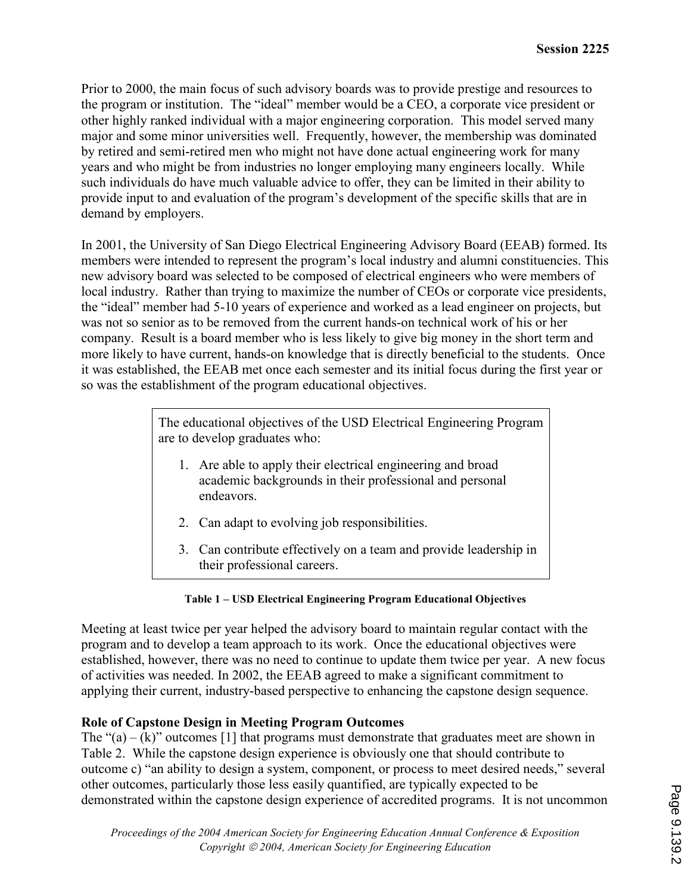Prior to 2000, the main focus of such advisory boards was to provide prestige and resources to the program or institution. The "ideal" member would be a CEO, a corporate vice president or other highly ranked individual with a major engineering corporation. This model served many major and some minor universities well. Frequently, however, the membership was dominated by retired and semi-retired men who might not have done actual engineering work for many years and who might be from industries no longer employing many engineers locally. While such individuals do have much valuable advice to offer, they can be limited in their ability to provide input to and evaluation of the program's development of the specific skills that are in demand by employers.

In 2001, the University of San Diego Electrical Engineering Advisory Board (EEAB) formed. Its members were intended to represent the program's local industry and alumni constituencies. This new advisory board was selected to be composed of electrical engineers who were members of local industry. Rather than trying to maximize the number of CEOs or corporate vice presidents, the "ideal" member had 5-10 years of experience and worked as a lead engineer on projects, but was not so senior as to be removed from the current hands-on technical work of his or her company. Result is a board member who is less likely to give big money in the short term and more likely to have current, hands-on knowledge that is directly beneficial to the students. Once it was established, the EEAB met once each semester and its initial focus during the first year or so was the establishment of the program educational objectives.

> The educational objectives of the USD Electrical Engineering Program are to develop graduates who:
>
> 1. Are able to apply their electrical engineering and broad academic backgrounds in their professional and personal endeavors.
> 2. Can adapt to evolving job responsibilities.
> 3. Can contribute effectively on a team and provide leadership in their professional careers.

**Table 1 – USD Electrical Engineering Program Educational Objectives**

Meeting at least twice per year helped the advisory board to maintain regular contact with the program and to develop a team approach to its work. Once the educational objectives were established, however, there was no need to continue to update them twice per year. A new focus of activities was needed. In 2002, the EEAB agreed to make a significant commitment to applying their current, industry-based perspective to enhancing the capstone design sequence.

**Role of Capstone Design in Meeting Program Outcomes**

The "(a) – (k)" outcomes [1] that programs must demonstrate that graduates meet are shown in Table 2. While the capstone design experience is obviously one that should contribute to outcome c) "an ability to design a system, component, or process to meet desired needs," several other outcomes, particularly those less easily quantified, are typically expected to be demonstrated within the capstone design experience of accredited programs. It is not uncommon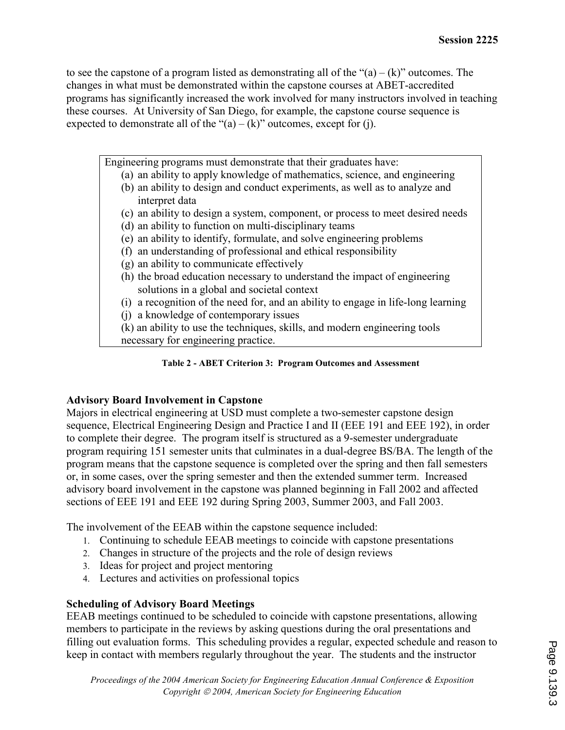to see the capstone of a program listed as demonstrating all of the "(a) – (k)" outcomes. The changes in what must be demonstrated within the capstone courses at ABET-accredited programs has significantly increased the work involved for many instructors involved in teaching these courses. At University of San Diego, for example, the capstone course sequence is expected to demonstrate all of the "(a) – (k)" outcomes, except for (j).

Engineering programs must demonstrate that their graduates have:

(a) an ability to apply knowledge of mathematics, science, and engineering
(b) an ability to design and conduct experiments, as well as to analyze and interpret data
(c) an ability to design a system, component, or process to meet desired needs
(d) an ability to function on multi-disciplinary teams
(e) an ability to identify, formulate, and solve engineering problems
(f) an understanding of professional and ethical responsibility
(g) an ability to communicate effectively
(h) the broad education necessary to understand the impact of engineering solutions in a global and societal context
(i) a recognition of the need for, and an ability to engage in life-long learning
(j) a knowledge of contemporary issues
(k) an ability to use the techniques, skills, and modern engineering tools necessary for engineering practice.

**Table 2 - ABET Criterion 3: Program Outcomes and Assessment**

### Advisory Board Involvement in Capstone

Majors in electrical engineering at USD must complete a two-semester capstone design sequence, Electrical Engineering Design and Practice I and II (EEE 191 and EEE 192), in order to complete their degree. The program itself is structured as a 9-semester undergraduate program requiring 151 semester units that culminates in a dual-degree BS/BA. The length of the program means that the capstone sequence is completed over the spring and then fall semesters or, in some cases, over the spring semester and then the extended summer term. Increased advisory board involvement in the capstone was planned beginning in Fall 2002 and affected sections of EEE 191 and EEE 192 during Spring 2003, Summer 2003, and Fall 2003.

The involvement of the EEAB within the capstone sequence included:

1. Continuing to schedule EEAB meetings to coincide with capstone presentations
2. Changes in structure of the projects and the role of design reviews
3. Ideas for project and project mentoring
4. Lectures and activities on professional topics

### Scheduling of Advisory Board Meetings

EEAB meetings continued to be scheduled to coincide with capstone presentations, allowing members to participate in the reviews by asking questions during the oral presentations and filling out evaluation forms. This scheduling provides a regular, expected schedule and reason to keep in contact with members regularly throughout the year. The students and the instructor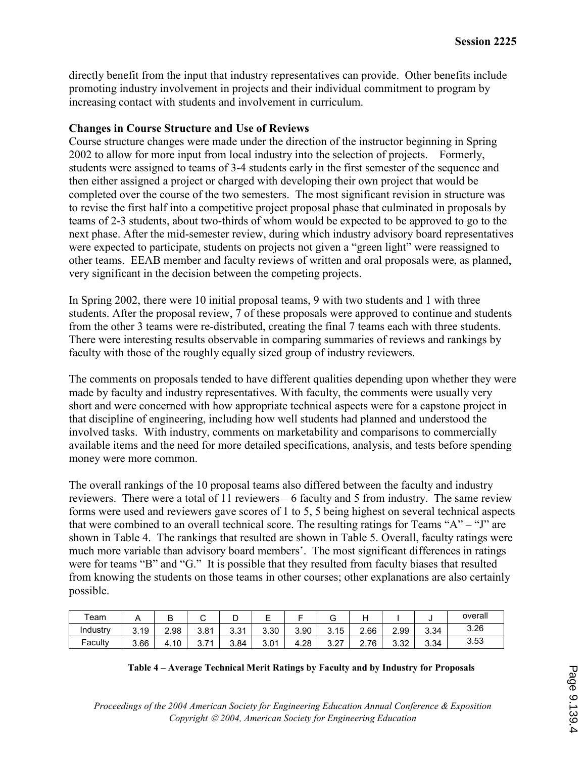directly benefit from the input that industry representatives can provide. Other benefits include promoting industry involvement in projects and their individual commitment to program by increasing contact with students and involvement in curriculum.

**Changes in Course Structure and Use of Reviews**

Course structure changes were made under the direction of the instructor beginning in Spring 2002 to allow for more input from local industry into the selection of projects. Formerly, students were assigned to teams of 3-4 students early in the first semester of the sequence and then either assigned a project or charged with developing their own project that would be completed over the course of the two semesters. The most significant revision in structure was to revise the first half into a competitive project proposal phase that culminated in proposals by teams of 2-3 students, about two-thirds of whom would be expected to be approved to go to the next phase. After the mid-semester review, during which industry advisory board representatives were expected to participate, students on projects not given a "green light" were reassigned to other teams. EEAB member and faculty reviews of written and oral proposals were, as planned, very significant in the decision between the competing projects.

In Spring 2002, there were 10 initial proposal teams, 9 with two students and 1 with three students. After the proposal review, 7 of these proposals were approved to continue and students from the other 3 teams were re-distributed, creating the final 7 teams each with three students. There were interesting results observable in comparing summaries of reviews and rankings by faculty with those of the roughly equally sized group of industry reviewers.

The comments on proposals tended to have different qualities depending upon whether they were made by faculty and industry representatives. With faculty, the comments were usually very short and were concerned with how appropriate technical aspects were for a capstone project in that discipline of engineering, including how well students had planned and understood the involved tasks. With industry, comments on marketability and comparisons to commercially available items and the need for more detailed specifications, analysis, and tests before spending money were more common.

The overall rankings of the 10 proposal teams also differed between the faculty and industry reviewers. There were a total of 11 reviewers – 6 faculty and 5 from industry. The same review forms were used and reviewers gave scores of 1 to 5, 5 being highest on several technical aspects that were combined to an overall technical score. The resulting ratings for Teams "A" – "J" are shown in Table 4. The rankings that resulted are shown in Table 5. Overall, faculty ratings were much more variable than advisory board members'. The most significant differences in ratings were for teams "B" and "G." It is possible that they resulted from faculty biases that resulted from knowing the students on those teams in other courses; other explanations are also certainly possible.

| Team | A | B | C | D | E | F | G | H | I | J | overall |
|---|---|---|---|---|---|---|---|---|---|---|---|
| Industry | 3.19 | 2.98 | 3.81 | 3.31 | 3.30 | 3.90 | 3.15 | 2.66 | 2.99 | 3.34 | 3.26 |
| Faculty | 3.66 | 4.10 | 3.71 | 3.84 | 3.01 | 4.28 | 3.27 | 2.76 | 3.32 | 3.34 | 3.53 |

**Table 4 – Average Technical Merit Ratings by Faculty and by Industry for Proposals**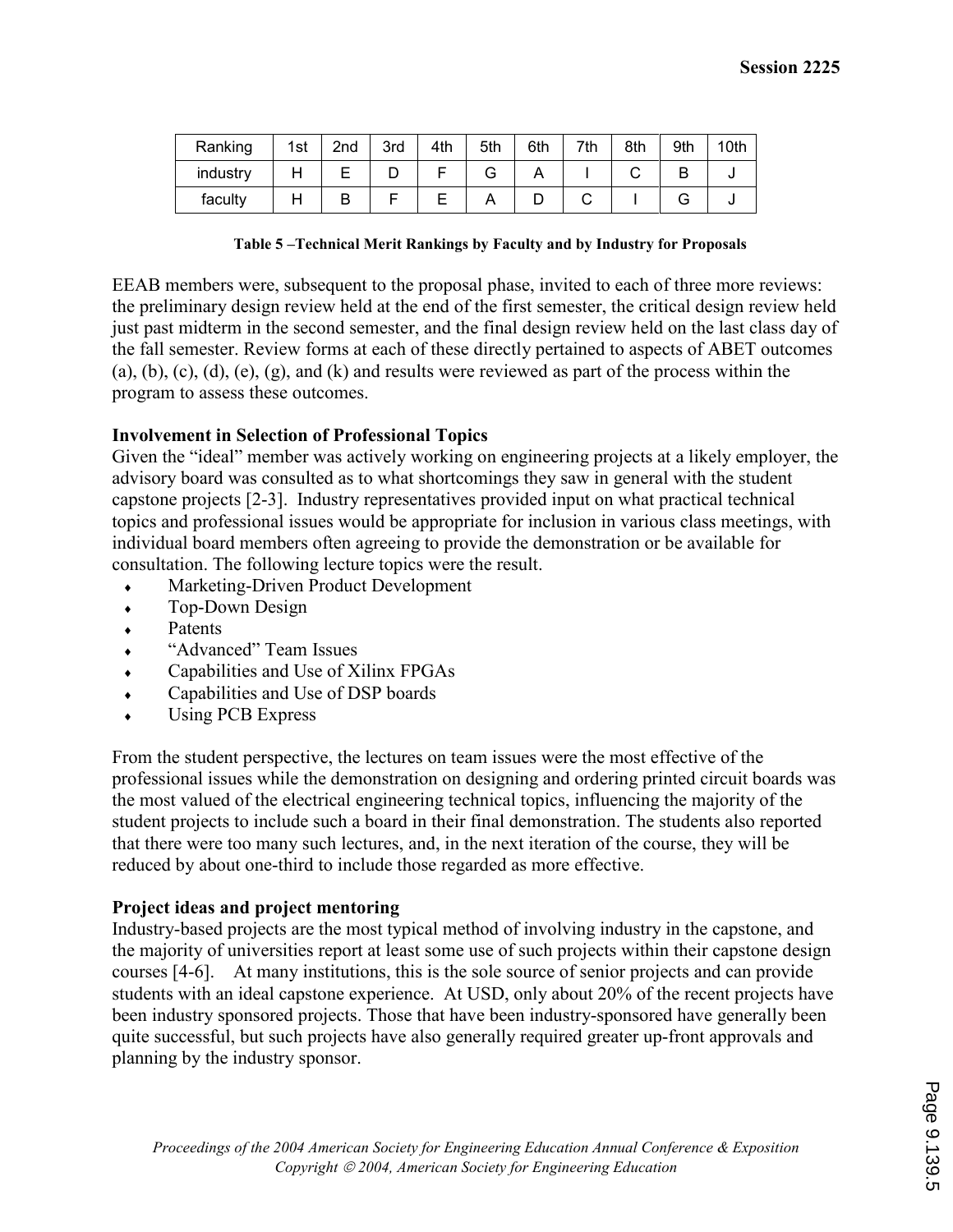| Ranking | 1st | 2nd | 3rd | 4th | 5th | 6th | 7th | 8th | 9th | 10th |
|---|---|---|---|---|---|---|---|---|---|---|
| industry | H | E | D | F | G | A | I | C | B | J |
| faculty | H | B | F | E | A | D | C | I | G | J |

**Table 5 –Technical Merit Rankings by Faculty and by Industry for Proposals**

EEAB members were, subsequent to the proposal phase, invited to each of three more reviews: the preliminary design review held at the end of the first semester, the critical design review held just past midterm in the second semester, and the final design review held on the last class day of the fall semester. Review forms at each of these directly pertained to aspects of ABET outcomes (a), (b), (c), (d), (e), (g), and (k) and results were reviewed as part of the process within the program to assess these outcomes.

**Involvement in Selection of Professional Topics**

Given the "ideal" member was actively working on engineering projects at a likely employer, the advisory board was consulted as to what shortcomings they saw in general with the student capstone projects [2-3]. Industry representatives provided input on what practical technical topics and professional issues would be appropriate for inclusion in various class meetings, with individual board members often agreeing to provide the demonstration or be available for consultation. The following lecture topics were the result.

- Marketing-Driven Product Development
- Top-Down Design
- Patents
- "Advanced" Team Issues
- Capabilities and Use of Xilinx FPGAs
- Capabilities and Use of DSP boards
- Using PCB Express

From the student perspective, the lectures on team issues were the most effective of the professional issues while the demonstration on designing and ordering printed circuit boards was the most valued of the electrical engineering technical topics, influencing the majority of the student projects to include such a board in their final demonstration. The students also reported that there were too many such lectures, and, in the next iteration of the course, they will be reduced by about one-third to include those regarded as more effective.

**Project ideas and project mentoring**

Industry-based projects are the most typical method of involving industry in the capstone, and the majority of universities report at least some use of such projects within their capstone design courses [4-6]. At many institutions, this is the sole source of senior projects and can provide students with an ideal capstone experience. At USD, only about 20% of the recent projects have been industry sponsored projects. Those that have been industry-sponsored have generally been quite successful, but such projects have also generally required greater up-front approvals and planning by the industry sponsor.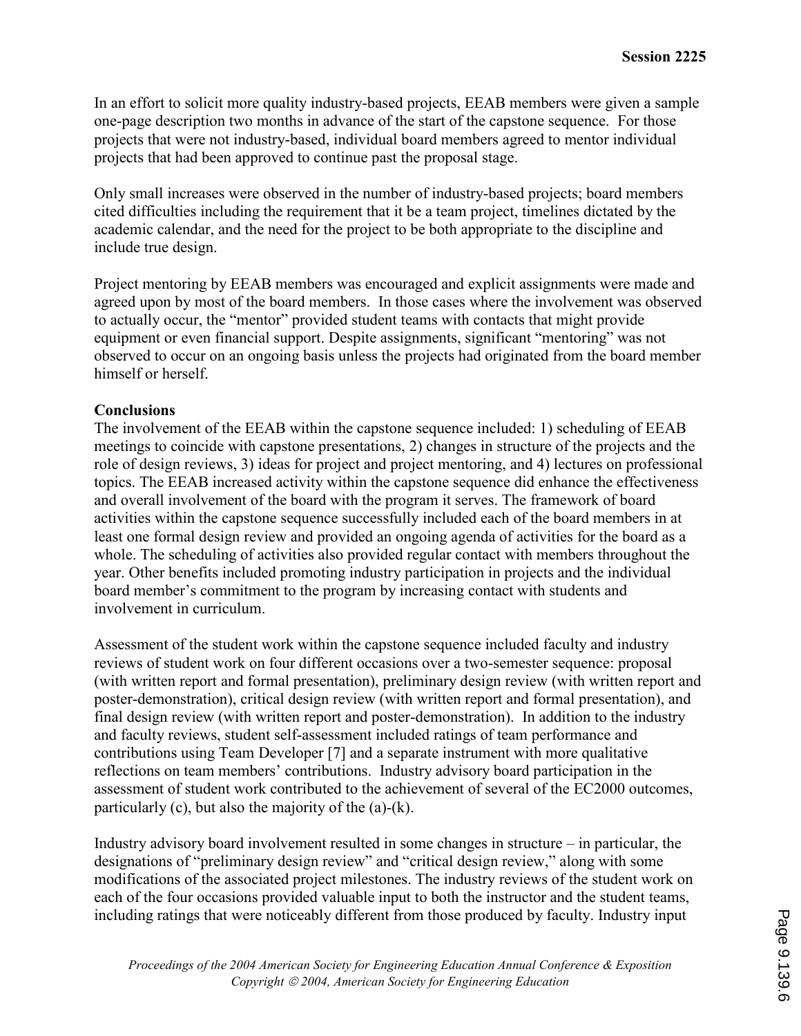In an effort to solicit more quality industry-based projects, EEAB members were given a sample one-page description two months in advance of the start of the capstone sequence. For those projects that were not industry-based, individual board members agreed to mentor individual projects that had been approved to continue past the proposal stage.

Only small increases were observed in the number of industry-based projects; board members cited difficulties including the requirement that it be a team project, timelines dictated by the academic calendar, and the need for the project to be both appropriate to the discipline and include true design.

Project mentoring by EEAB members was encouraged and explicit assignments were made and agreed upon by most of the board members. In those cases where the involvement was observed to actually occur, the "mentor" provided student teams with contacts that might provide equipment or even financial support. Despite assignments, significant "mentoring" was not observed to occur on an ongoing basis unless the projects had originated from the board member himself or herself.

**Conclusions**

The involvement of the EEAB within the capstone sequence included: 1) scheduling of EEAB meetings to coincide with capstone presentations, 2) changes in structure of the projects and the role of design reviews, 3) ideas for project and project mentoring, and 4) lectures on professional topics. The EEAB increased activity within the capstone sequence did enhance the effectiveness and overall involvement of the board with the program it serves. The framework of board activities within the capstone sequence successfully included each of the board members in at least one formal design review and provided an ongoing agenda of activities for the board as a whole. The scheduling of activities also provided regular contact with members throughout the year. Other benefits included promoting industry participation in projects and the individual board member's commitment to the program by increasing contact with students and involvement in curriculum.

Assessment of the student work within the capstone sequence included faculty and industry reviews of student work on four different occasions over a two-semester sequence: proposal (with written report and formal presentation), preliminary design review (with written report and poster-demonstration), critical design review (with written report and formal presentation), and final design review (with written report and poster-demonstration). In addition to the industry and faculty reviews, student self-assessment included ratings of team performance and contributions using Team Developer [7] and a separate instrument with more qualitative reflections on team members' contributions. Industry advisory board participation in the assessment of student work contributed to the achievement of several of the EC2000 outcomes, particularly (c), but also the majority of the (a)-(k).

Industry advisory board involvement resulted in some changes in structure – in particular, the designations of "preliminary design review" and "critical design review," along with some modifications of the associated project milestones. The industry reviews of the student work on each of the four occasions provided valuable input to both the instructor and the student teams, including ratings that were noticeably different from those produced by faculty. Industry input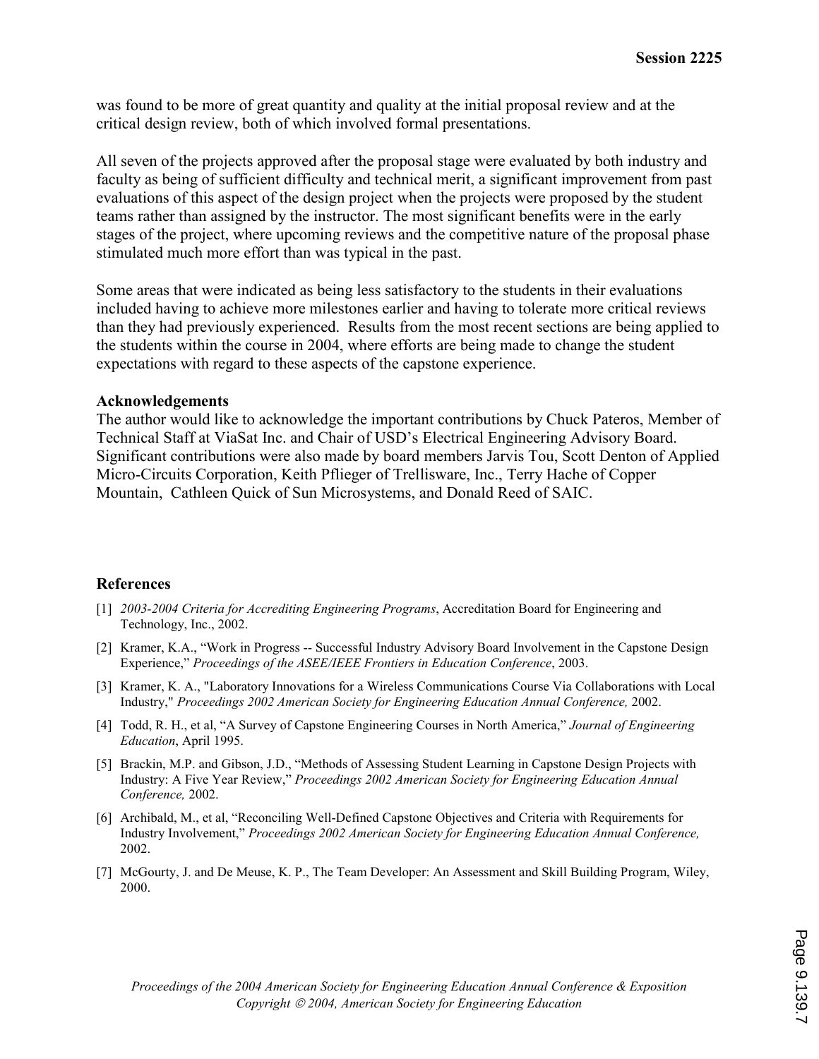was found to be more of great quantity and quality at the initial proposal review and at the critical design review, both of which involved formal presentations.

All seven of the projects approved after the proposal stage were evaluated by both industry and faculty as being of sufficient difficulty and technical merit, a significant improvement from past evaluations of this aspect of the design project when the projects were proposed by the student teams rather than assigned by the instructor. The most significant benefits were in the early stages of the project, where upcoming reviews and the competitive nature of the proposal phase stimulated much more effort than was typical in the past.

Some areas that were indicated as being less satisfactory to the students in their evaluations included having to achieve more milestones earlier and having to tolerate more critical reviews than they had previously experienced. Results from the most recent sections are being applied to the students within the course in 2004, where efforts are being made to change the student expectations with regard to these aspects of the capstone experience.

**Acknowledgements**

The author would like to acknowledge the important contributions by Chuck Pateros, Member of Technical Staff at ViaSat Inc. and Chair of USD's Electrical Engineering Advisory Board. Significant contributions were also made by board members Jarvis Tou, Scott Denton of Applied Micro-Circuits Corporation, Keith Pflieger of Trellisware, Inc., Terry Hache of Copper Mountain, Cathleen Quick of Sun Microsystems, and Donald Reed of SAIC.

## References

[1] *2003-2004 Criteria for Accrediting Engineering Programs*, Accreditation Board for Engineering and Technology, Inc., 2002.

[2] Kramer, K.A., "Work in Progress -- Successful Industry Advisory Board Involvement in the Capstone Design Experience," *Proceedings of the ASEE/IEEE Frontiers in Education Conference*, 2003.

[3] Kramer, K. A., "Laboratory Innovations for a Wireless Communications Course Via Collaborations with Local Industry," *Proceedings 2002 American Society for Engineering Education Annual Conference,* 2002.

[4] Todd, R. H., et al, "A Survey of Capstone Engineering Courses in North America," *Journal of Engineering Education*, April 1995.

[5] Brackin, M.P. and Gibson, J.D., "Methods of Assessing Student Learning in Capstone Design Projects with Industry: A Five Year Review," *Proceedings 2002 American Society for Engineering Education Annual Conference,* 2002.

[6] Archibald, M., et al, "Reconciling Well-Defined Capstone Objectives and Criteria with Requirements for Industry Involvement," *Proceedings 2002 American Society for Engineering Education Annual Conference,* 2002.

[7] McGourty, J. and De Meuse, K. P., The Team Developer: An Assessment and Skill Building Program, Wiley, 2000.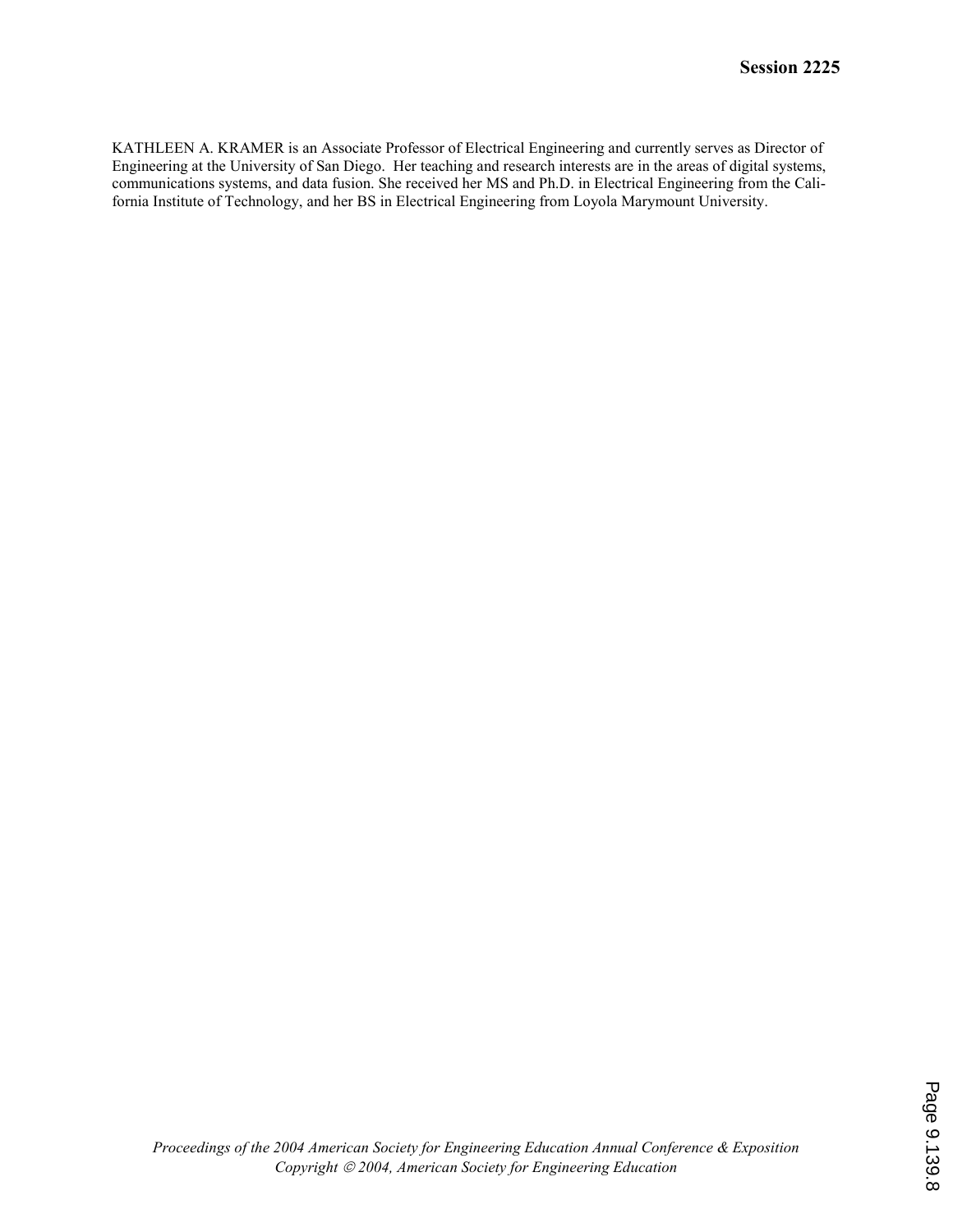KATHLEEN A. KRAMER is an Associate Professor of Electrical Engineering and currently serves as Director of Engineering at the University of San Diego. Her teaching and research interests are in the areas of digital systems, communications systems, and data fusion. She received her MS and Ph.D. in Electrical Engineering from the California Institute of Technology, and her BS in Electrical Engineering from Loyola Marymount University.